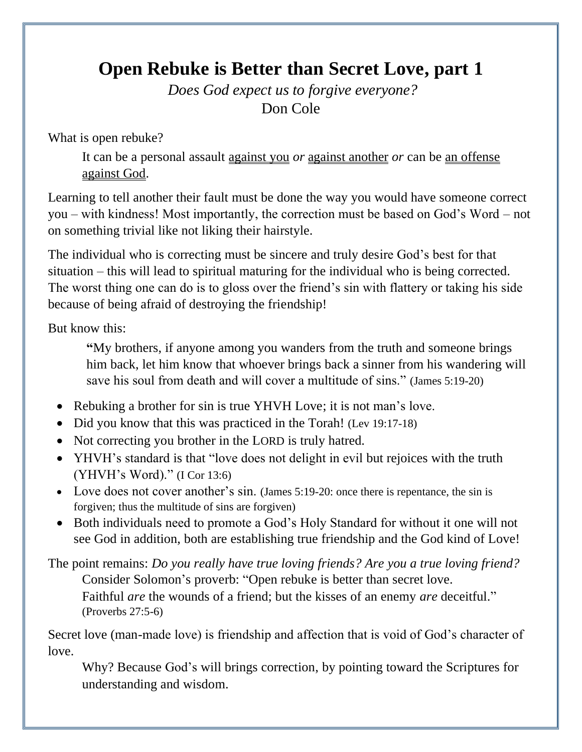# Open Rebuke is Better than Secret Love, part 1

*Does God expect us to forgive everyone?*

Don Cole

What is open rebuke?

> It can be a personal assault <u>against you</u> *or* <u>against another</u> *or* can be <u>an offense against God</u>.

Learning to tell another their fault must be done the way you would have someone correct you – with kindness! Most importantly, the correction must be based on God's Word – not on something trivial like not liking their hairstyle.

The individual who is correcting must be sincere and truly desire God's best for that situation – this will lead to spiritual maturing for the individual who is being corrected. The worst thing one can do is to gloss over the friend's sin with flattery or taking his side because of being afraid of destroying the friendship!

But know this:

> **"**My brothers, if anyone among you wanders from the truth and someone brings him back, let him know that whoever brings back a sinner from his wandering will save his soul from death and will cover a multitude of sins." (James 5:19-20)

- Rebuking a brother for sin is true YHVH Love; it is not man's love.
- Did you know that this was practiced in the Torah! (Lev 19:17-18)
- Not correcting you brother in the LORD is truly hatred.
- YHVH's standard is that "love does not delight in evil but rejoices with the truth (YHVH's Word)." (I Cor 13:6)
- Love does not cover another's sin. (James 5:19-20: once there is repentance, the sin is forgiven; thus the multitude of sins are forgiven)
- Both individuals need to promote a God's Holy Standard for without it one will not see God in addition, both are establishing true friendship and the God kind of Love!

The point remains: *Do you really have true loving friends? Are you a true loving friend?*

> Consider Solomon's proverb: "Open rebuke is better than secret love.
> Faithful *are* the wounds of a friend; but the kisses of an enemy *are* deceitful." (Proverbs 27:5-6)

Secret love (man-made love) is friendship and affection that is void of God's character of love.

> Why? Because God's will brings correction, by pointing toward the Scriptures for understanding and wisdom.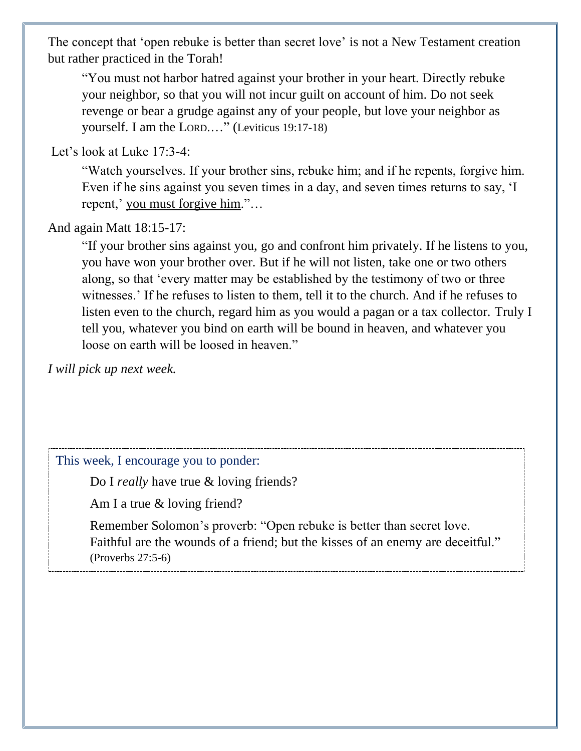The concept that 'open rebuke is better than secret love' is not a New Testament creation but rather practiced in the Torah!

> "You must not harbor hatred against your brother in your heart. Directly rebuke your neighbor, so that you will not incur guilt on account of him. Do not seek revenge or bear a grudge against any of your people, but love your neighbor as yourself. I am the LORD.…" (Leviticus 19:17-18)

Let's look at Luke 17:3-4:

> "Watch yourselves. If your brother sins, rebuke him; and if he repents, forgive him. Even if he sins against you seven times in a day, and seven times returns to say, 'I repent,' <u>you must forgive him</u>."…

And again Matt 18:15-17:

> "If your brother sins against you, go and confront him privately. If he listens to you, you have won your brother over. But if he will not listen, take one or two others along, so that 'every matter may be established by the testimony of two or three witnesses.' If he refuses to listen to them, tell it to the church. And if he refuses to listen even to the church, regard him as you would a pagan or a tax collector. Truly I tell you, whatever you bind on earth will be bound in heaven, and whatever you loose on earth will be loosed in heaven."

*I will pick up next week.*

---

This week, I encourage you to ponder:

> Do I *really* have true & loving friends?
>
> Am I a true & loving friend?
>
> Remember Solomon's proverb: "Open rebuke is better than secret love. Faithful are the wounds of a friend; but the kisses of an enemy are deceitful." (Proverbs 27:5-6)